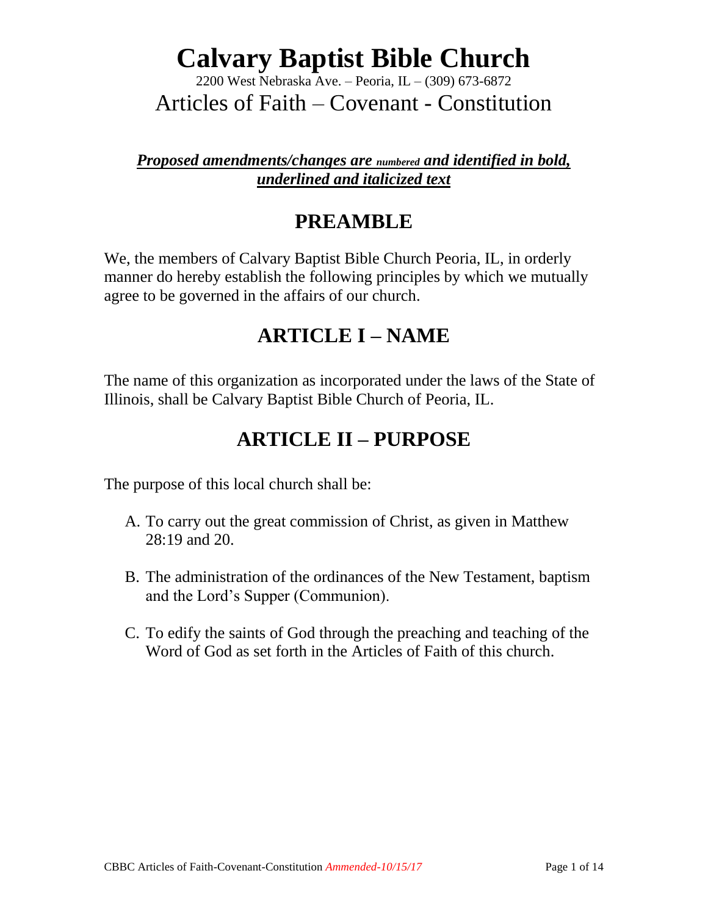# Calvary Baptist Bible Church

2200 West Nebraska Ave. – Peoria, IL – (309) 673-6872

Articles of Faith – Covenant - Constitution

***Proposed amendments/changes are numbered and identified in bold, underlined and italicized text***

## PREAMBLE

We, the members of Calvary Baptist Bible Church Peoria, IL, in orderly manner do hereby establish the following principles by which we mutually agree to be governed in the affairs of our church.

## ARTICLE I – NAME

The name of this organization as incorporated under the laws of the State of Illinois, shall be Calvary Baptist Bible Church of Peoria, IL.

## ARTICLE II – PURPOSE

The purpose of this local church shall be:

A. To carry out the great commission of Christ, as given in Matthew 28:19 and 20.

B. The administration of the ordinances of the New Testament, baptism and the Lord's Supper (Communion).

C. To edify the saints of God through the preaching and teaching of the Word of God as set forth in the Articles of Faith of this church.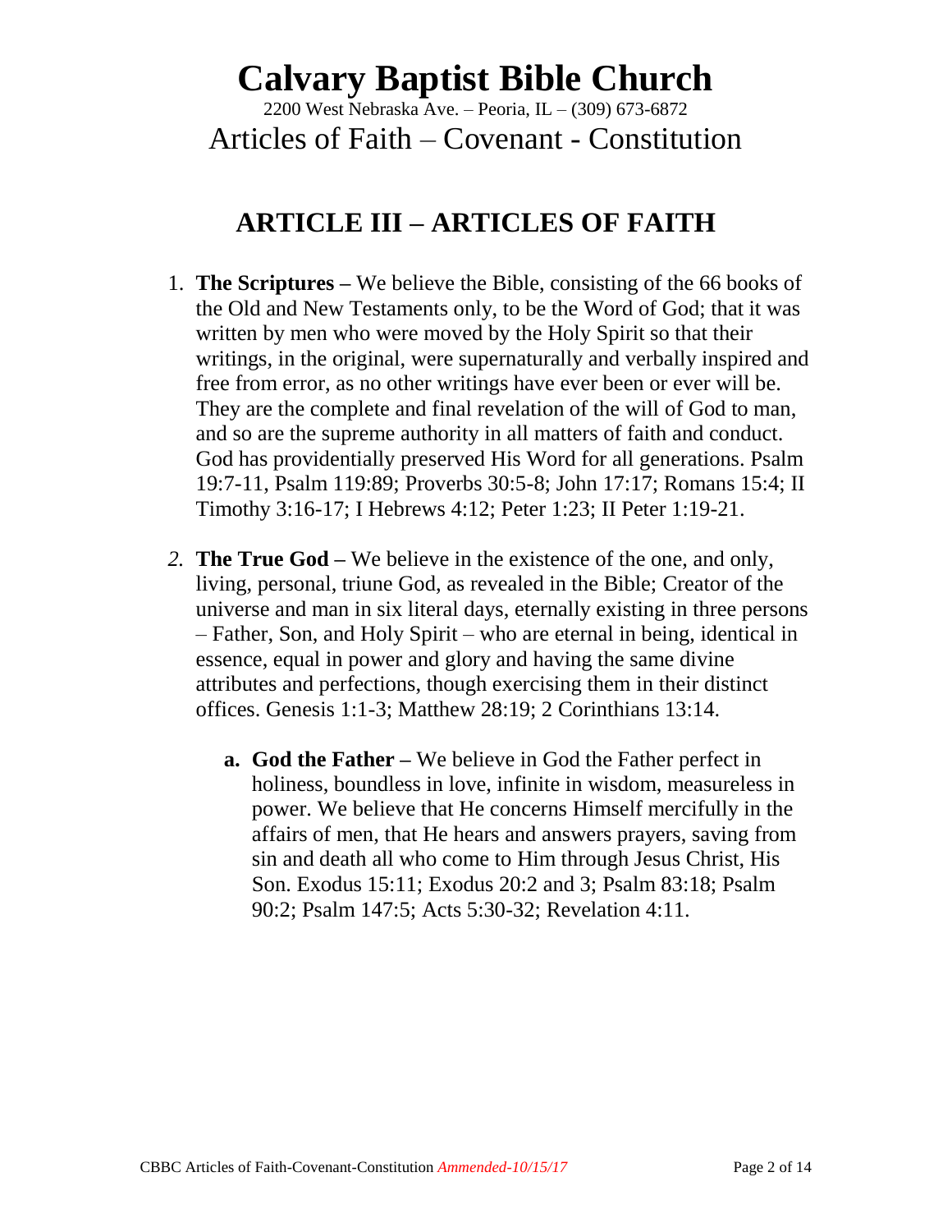# Calvary Baptist Bible Church

2200 West Nebraska Ave. – Peoria, IL – (309) 673-6872

Articles of Faith – Covenant - Constitution

## ARTICLE III – ARTICLES OF FAITH

1. **The Scriptures –** We believe the Bible, consisting of the 66 books of the Old and New Testaments only, to be the Word of God; that it was written by men who were moved by the Holy Spirit so that their writings, in the original, were supernaturally and verbally inspired and free from error, as no other writings have ever been or ever will be. They are the complete and final revelation of the will of God to man, and so are the supreme authority in all matters of faith and conduct. God has providentially preserved His Word for all generations. Psalm 19:7-11, Psalm 119:89; Proverbs 30:5-8; John 17:17; Romans 15:4; II Timothy 3:16-17; I Hebrews 4:12; Peter 1:23; II Peter 1:19-21.

2. **The True God –** We believe in the existence of the one, and only, living, personal, triune God, as revealed in the Bible; Creator of the universe and man in six literal days, eternally existing in three persons – Father, Son, and Holy Spirit – who are eternal in being, identical in essence, equal in power and glory and having the same divine attributes and perfections, though exercising them in their distinct offices. Genesis 1:1-3; Matthew 28:19; 2 Corinthians 13:14.

    a. **God the Father –** We believe in God the Father perfect in holiness, boundless in love, infinite in wisdom, measureless in power. We believe that He concerns Himself mercifully in the affairs of men, that He hears and answers prayers, saving from sin and death all who come to Him through Jesus Christ, His Son. Exodus 15:11; Exodus 20:2 and 3; Psalm 83:18; Psalm 90:2; Psalm 147:5; Acts 5:30-32; Revelation 4:11.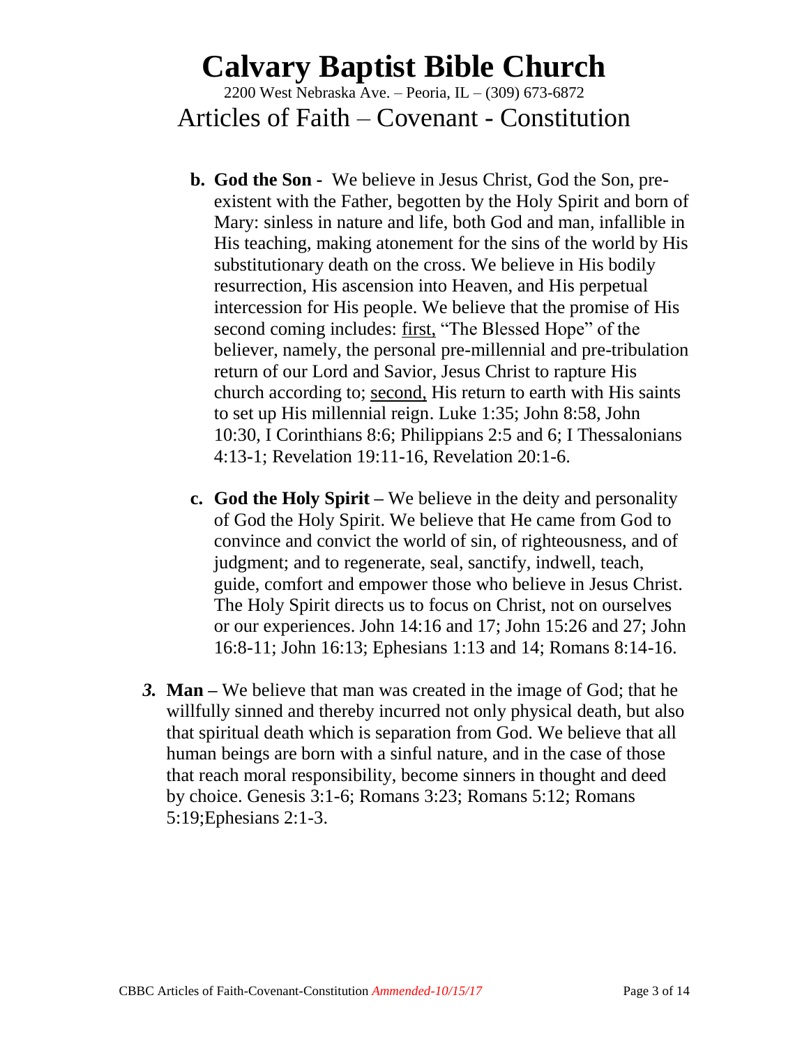b. **God the Son -** We believe in Jesus Christ, God the Son, pre-existent with the Father, begotten by the Holy Spirit and born of Mary: sinless in nature and life, both God and man, infallible in His teaching, making atonement for the sins of the world by His substitutionary death on the cross. We believe in His bodily resurrection, His ascension into Heaven, and His perpetual intercession for His people. We believe that the promise of His second coming includes: <u>first,</u> "The Blessed Hope" of the believer, namely, the personal pre-millennial and pre-tribulation return of our Lord and Savior, Jesus Christ to rapture His church according to; <u>second,</u> His return to earth with His saints to set up His millennial reign. Luke 1:35; John 8:58, John 10:30, I Corinthians 8:6; Philippians 2:5 and 6; I Thessalonians 4:13-1; Revelation 19:11-16, Revelation 20:1-6.

c. **God the Holy Spirit –** We believe in the deity and personality of God the Holy Spirit. We believe that He came from God to convince and convict the world of sin, of righteousness, and of judgment; and to regenerate, seal, sanctify, indwell, teach, guide, comfort and empower those who believe in Jesus Christ. The Holy Spirit directs us to focus on Christ, not on ourselves or our experiences. John 14:16 and 17; John 15:26 and 27; John 16:8-11; John 16:13; Ephesians 1:13 and 14; Romans 8:14-16.

***3.*** **Man –** We believe that man was created in the image of God; that he willfully sinned and thereby incurred not only physical death, but also that spiritual death which is separation from God. We believe that all human beings are born with a sinful nature, and in the case of those that reach moral responsibility, become sinners in thought and deed by choice. Genesis 3:1-6; Romans 3:23; Romans 5:12; Romans 5:19;Ephesians 2:1-3.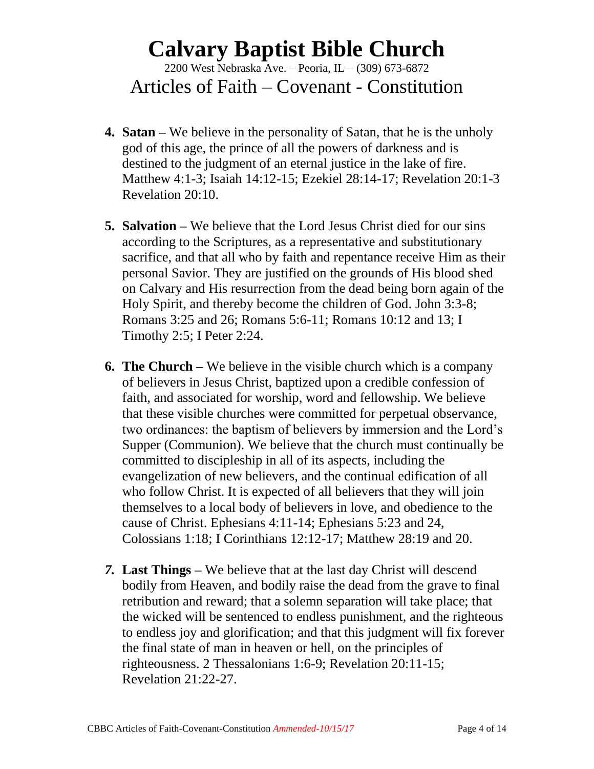4. **Satan –** We believe in the personality of Satan, that he is the unholy god of this age, the prince of all the powers of darkness and is destined to the judgment of an eternal justice in the lake of fire. Matthew 4:1-3; Isaiah 14:12-15; Ezekiel 28:14-17; Revelation 20:1-3 Revelation 20:10.

5. **Salvation –** We believe that the Lord Jesus Christ died for our sins according to the Scriptures, as a representative and substitutionary sacrifice, and that all who by faith and repentance receive Him as their personal Savior. They are justified on the grounds of His blood shed on Calvary and His resurrection from the dead being born again of the Holy Spirit, and thereby become the children of God. John 3:3-8; Romans 3:25 and 26; Romans 5:6-11; Romans 10:12 and 13; I Timothy 2:5; I Peter 2:24.

6. **The Church –** We believe in the visible church which is a company of believers in Jesus Christ, baptized upon a credible confession of faith, and associated for worship, word and fellowship. We believe that these visible churches were committed for perpetual observance, two ordinances: the baptism of believers by immersion and the Lord's Supper (Communion). We believe that the church must continually be committed to discipleship in all of its aspects, including the evangelization of new believers, and the continual edification of all who follow Christ. It is expected of all believers that they will join themselves to a local body of believers in love, and obedience to the cause of Christ. Ephesians 4:11-14; Ephesians 5:23 and 24, Colossians 1:18; I Corinthians 12:12-17; Matthew 28:19 and 20.

7. **Last Things –** We believe that at the last day Christ will descend bodily from Heaven, and bodily raise the dead from the grave to final retribution and reward; that a solemn separation will take place; that the wicked will be sentenced to endless punishment, and the righteous to endless joy and glorification; and that this judgment will fix forever the final state of man in heaven or hell, on the principles of righteousness. 2 Thessalonians 1:6-9; Revelation 20:11-15; Revelation 21:22-27.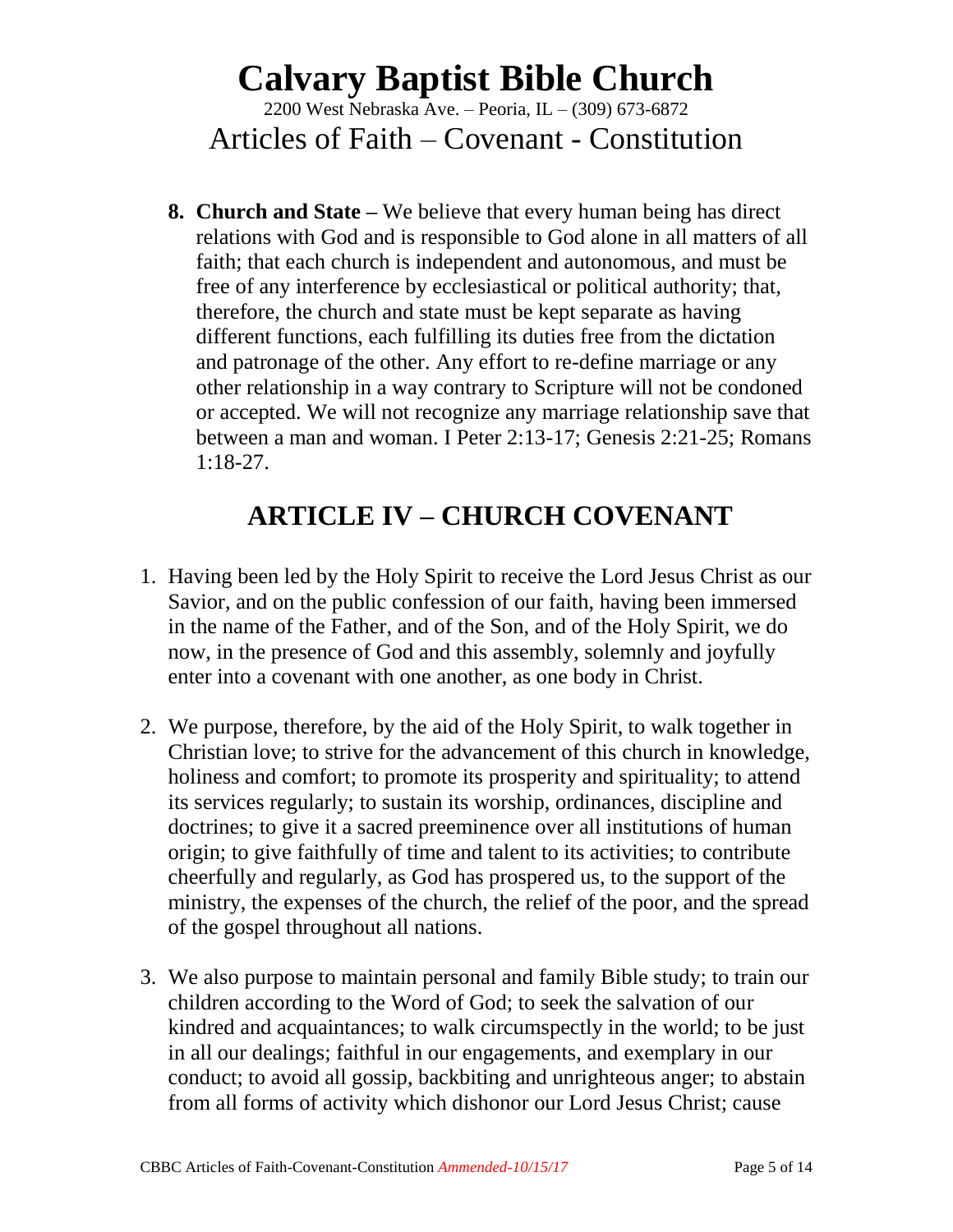8. **Church and State –** We believe that every human being has direct relations with God and is responsible to God alone in all matters of all faith; that each church is independent and autonomous, and must be free of any interference by ecclesiastical or political authority; that, therefore, the church and state must be kept separate as having different functions, each fulfilling its duties free from the dictation and patronage of the other. Any effort to re-define marriage or any other relationship in a way contrary to Scripture will not be condoned or accepted. We will not recognize any marriage relationship save that between a man and woman. I Peter 2:13-17; Genesis 2:21-25; Romans 1:18-27.

## ARTICLE IV – CHURCH COVENANT

1. Having been led by the Holy Spirit to receive the Lord Jesus Christ as our Savior, and on the public confession of our faith, having been immersed in the name of the Father, and of the Son, and of the Holy Spirit, we do now, in the presence of God and this assembly, solemnly and joyfully enter into a covenant with one another, as one body in Christ.

2. We purpose, therefore, by the aid of the Holy Spirit, to walk together in Christian love; to strive for the advancement of this church in knowledge, holiness and comfort; to promote its prosperity and spirituality; to attend its services regularly; to sustain its worship, ordinances, discipline and doctrines; to give it a sacred preeminence over all institutions of human origin; to give faithfully of time and talent to its activities; to contribute cheerfully and regularly, as God has prospered us, to the support of the ministry, the expenses of the church, the relief of the poor, and the spread of the gospel throughout all nations.

3. We also purpose to maintain personal and family Bible study; to train our children according to the Word of God; to seek the salvation of our kindred and acquaintances; to walk circumspectly in the world; to be just in all our dealings; faithful in our engagements, and exemplary in our conduct; to avoid all gossip, backbiting and unrighteous anger; to abstain from all forms of activity which dishonor our Lord Jesus Christ; cause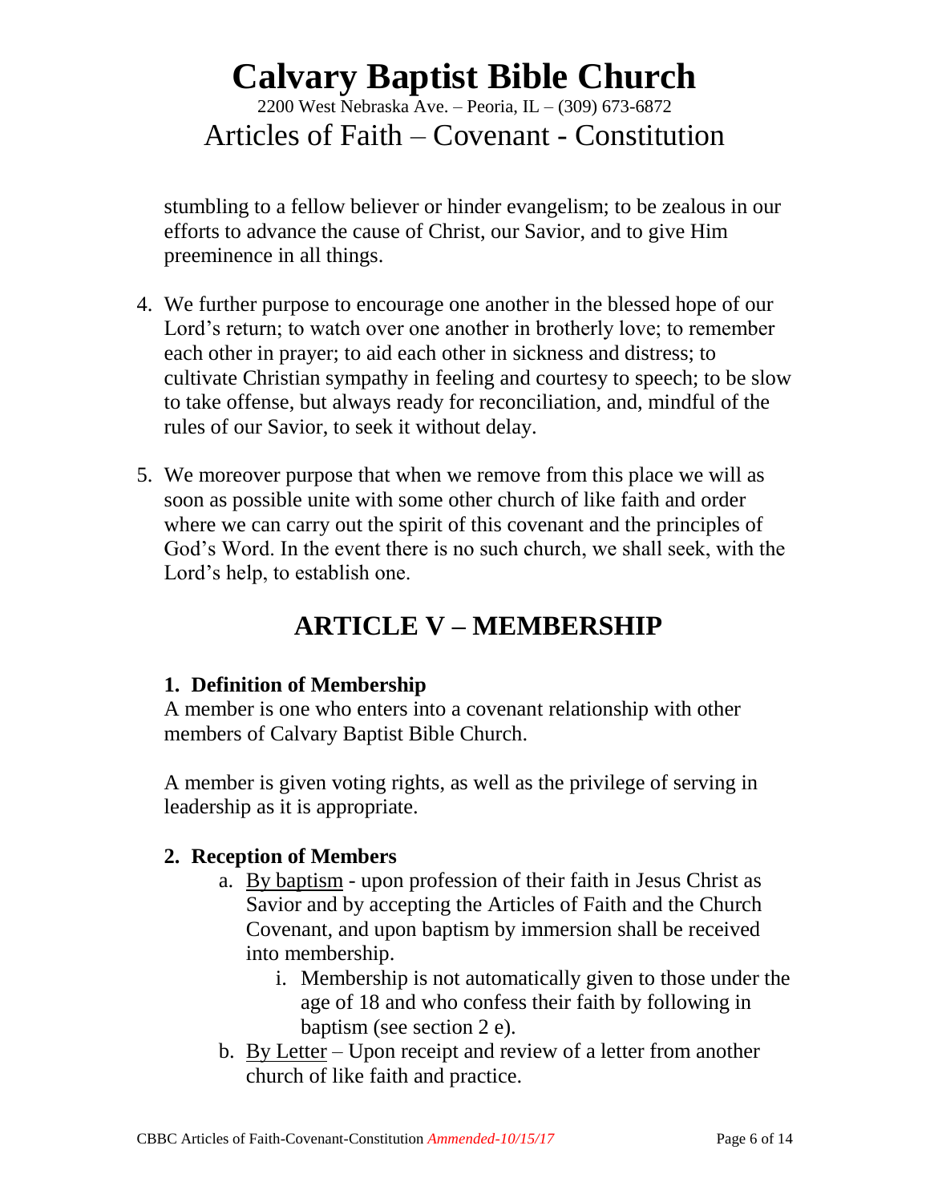stumbling to a fellow believer or hinder evangelism; to be zealous in our efforts to advance the cause of Christ, our Savior, and to give Him preeminence in all things.

4. We further purpose to encourage one another in the blessed hope of our Lord's return; to watch over one another in brotherly love; to remember each other in prayer; to aid each other in sickness and distress; to cultivate Christian sympathy in feeling and courtesy to speech; to be slow to take offense, but always ready for reconciliation, and, mindful of the rules of our Savior, to seek it without delay.

5. We moreover purpose that when we remove from this place we will as soon as possible unite with some other church of like faith and order where we can carry out the spirit of this covenant and the principles of God's Word. In the event there is no such church, we shall seek, with the Lord's help, to establish one.

## ARTICLE V – MEMBERSHIP

### 1. Definition of Membership

A member is one who enters into a covenant relationship with other members of Calvary Baptist Bible Church.

A member is given voting rights, as well as the privilege of serving in leadership as it is appropriate.

### 2. Reception of Members

a. <u>By baptism</u> - upon profession of their faith in Jesus Christ as Savior and by accepting the Articles of Faith and the Church Covenant, and upon baptism by immersion shall be received into membership.
   i. Membership is not automatically given to those under the age of 18 and who confess their faith by following in baptism (see section 2 e).

b. <u>By Letter</u> – Upon receipt and review of a letter from another church of like faith and practice.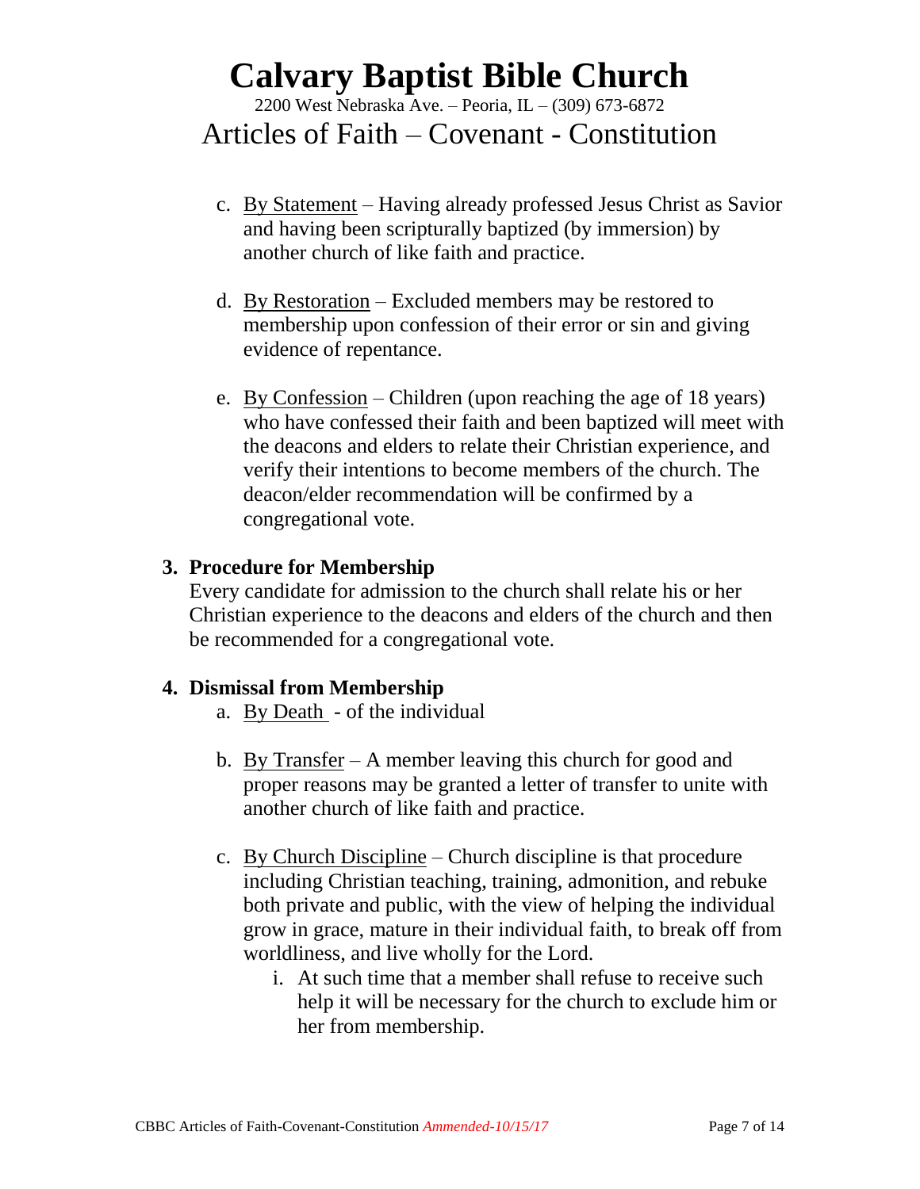c. By Statement – Having already professed Jesus Christ as Savior and having been scripturally baptized (by immersion) by another church of like faith and practice.

d. By Restoration – Excluded members may be restored to membership upon confession of their error or sin and giving evidence of repentance.

e. By Confession – Children (upon reaching the age of 18 years) who have confessed their faith and been baptized will meet with the deacons and elders to relate their Christian experience, and verify their intentions to become members of the church. The deacon/elder recommendation will be confirmed by a congregational vote.

### 3. Procedure for Membership

Every candidate for admission to the church shall relate his or her Christian experience to the deacons and elders of the church and then be recommended for a congregational vote.

### 4. Dismissal from Membership

a. By Death - of the individual

b. By Transfer – A member leaving this church for good and proper reasons may be granted a letter of transfer to unite with another church of like faith and practice.

c. By Church Discipline – Church discipline is that procedure including Christian teaching, training, admonition, and rebuke both private and public, with the view of helping the individual grow in grace, mature in their individual faith, to break off from worldliness, and live wholly for the Lord.

   i. At such time that a member shall refuse to receive such help it will be necessary for the church to exclude him or her from membership.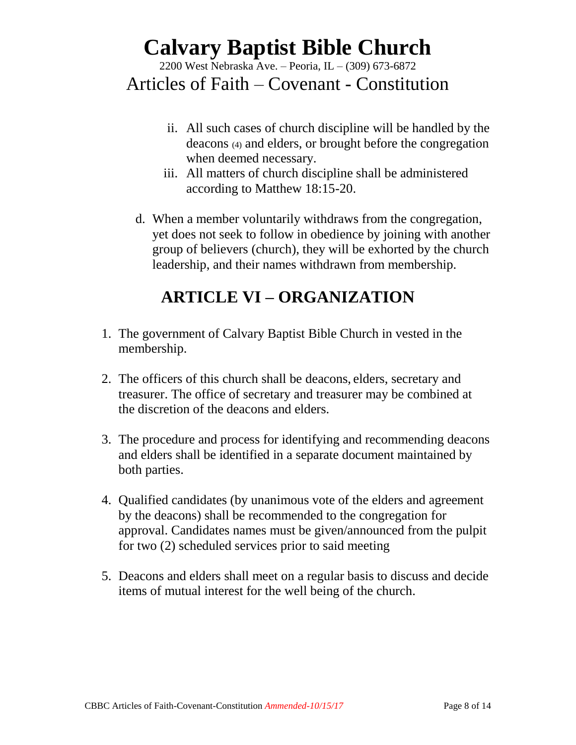ii. All such cases of church discipline will be handled by the deacons (4) and elders, or brought before the congregation when deemed necessary.
   iii. All matters of church discipline shall be administered according to Matthew 18:15-20.

d. When a member voluntarily withdraws from the congregation, yet does not seek to follow in obedience by joining with another group of believers (church), they will be exhorted by the church leadership, and their names withdrawn from membership.

## ARTICLE VI – ORGANIZATION

1. The government of Calvary Baptist Bible Church in vested in the membership.

2. The officers of this church shall be deacons, elders, secretary and treasurer. The office of secretary and treasurer may be combined at the discretion of the deacons and elders.

3. The procedure and process for identifying and recommending deacons and elders shall be identified in a separate document maintained by both parties.

4. Qualified candidates (by unanimous vote of the elders and agreement by the deacons) shall be recommended to the congregation for approval. Candidates names must be given/announced from the pulpit for two (2) scheduled services prior to said meeting

5. Deacons and elders shall meet on a regular basis to discuss and decide items of mutual interest for the well being of the church.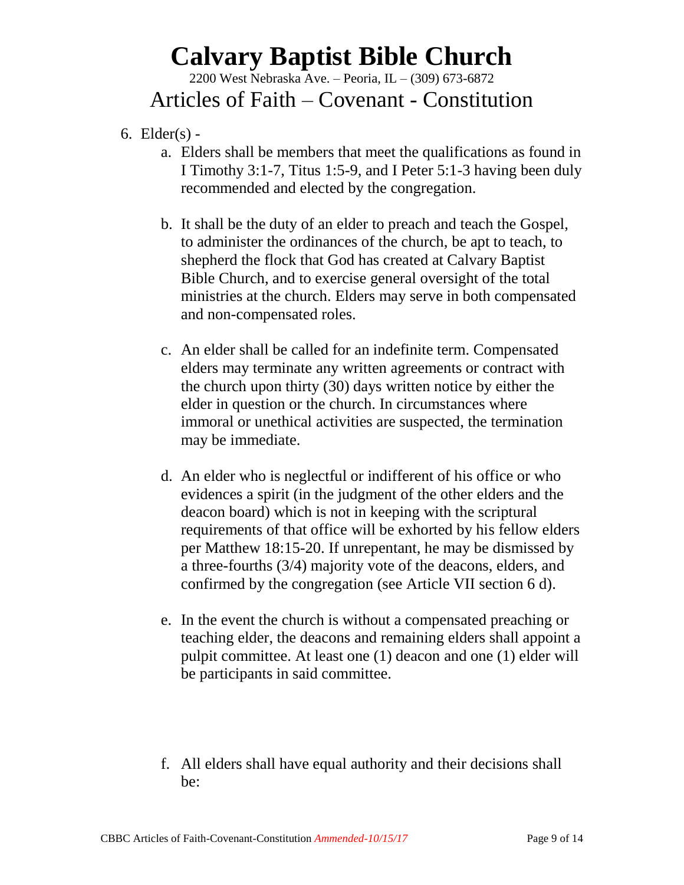6. Elder(s) -
   a. Elders shall be members that meet the qualifications as found in I Timothy 3:1-7, Titus 1:5-9, and I Peter 5:1-3 having been duly recommended and elected by the congregation.

   b. It shall be the duty of an elder to preach and teach the Gospel, to administer the ordinances of the church, be apt to teach, to shepherd the flock that God has created at Calvary Baptist Bible Church, and to exercise general oversight of the total ministries at the church. Elders may serve in both compensated and non-compensated roles.

   c. An elder shall be called for an indefinite term. Compensated elders may terminate any written agreements or contract with the church upon thirty (30) days written notice by either the elder in question or the church. In circumstances where immoral or unethical activities are suspected, the termination may be immediate.

   d. An elder who is neglectful or indifferent of his office or who evidences a spirit (in the judgment of the other elders and the deacon board) which is not in keeping with the scriptural requirements of that office will be exhorted by his fellow elders per Matthew 18:15-20. If unrepentant, he may be dismissed by a three-fourths (3/4) majority vote of the deacons, elders, and confirmed by the congregation (see Article VII section 6 d).

   e. In the event the church is without a compensated preaching or teaching elder, the deacons and remaining elders shall appoint a pulpit committee. At least one (1) deacon and one (1) elder will be participants in said committee.

   f. All elders shall have equal authority and their decisions shall be: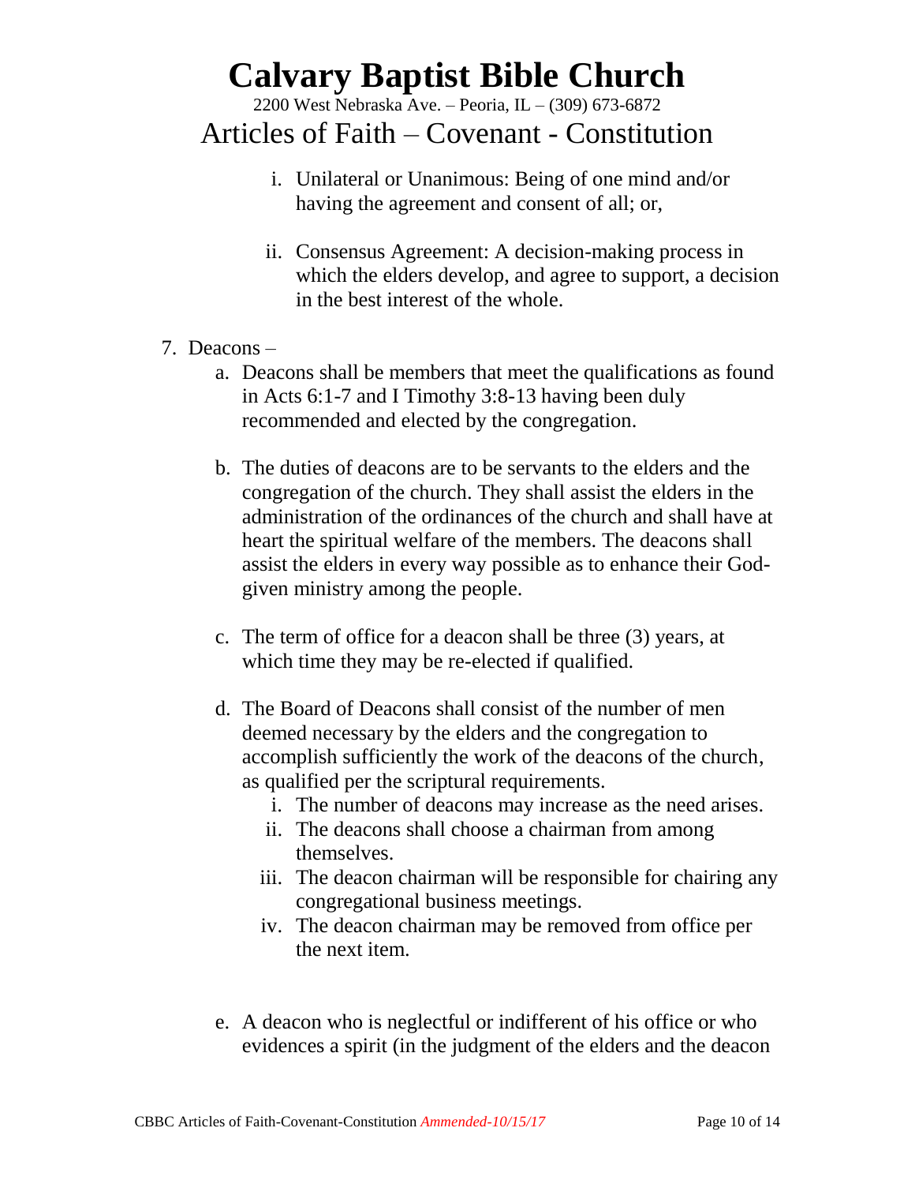i. Unilateral or Unanimous: Being of one mind and/or having the agreement and consent of all; or,

ii. Consensus Agreement: A decision-making process in which the elders develop, and agree to support, a decision in the best interest of the whole.

7. Deacons –
   a. Deacons shall be members that meet the qualifications as found in Acts 6:1-7 and I Timothy 3:8-13 having been duly recommended and elected by the congregation.

   b. The duties of deacons are to be servants to the elders and the congregation of the church. They shall assist the elders in the administration of the ordinances of the church and shall have at heart the spiritual welfare of the members. The deacons shall assist the elders in every way possible as to enhance their God-given ministry among the people.

   c. The term of office for a deacon shall be three (3) years, at which time they may be re-elected if qualified.

   d. The Board of Deacons shall consist of the number of men deemed necessary by the elders and the congregation to accomplish sufficiently the work of the deacons of the church, as qualified per the scriptural requirements.
      i. The number of deacons may increase as the need arises.
      ii. The deacons shall choose a chairman from among themselves.
      iii. The deacon chairman will be responsible for chairing any congregational business meetings.
      iv. The deacon chairman may be removed from office per the next item.

   e. A deacon who is neglectful or indifferent of his office or who evidences a spirit (in the judgment of the elders and the deacon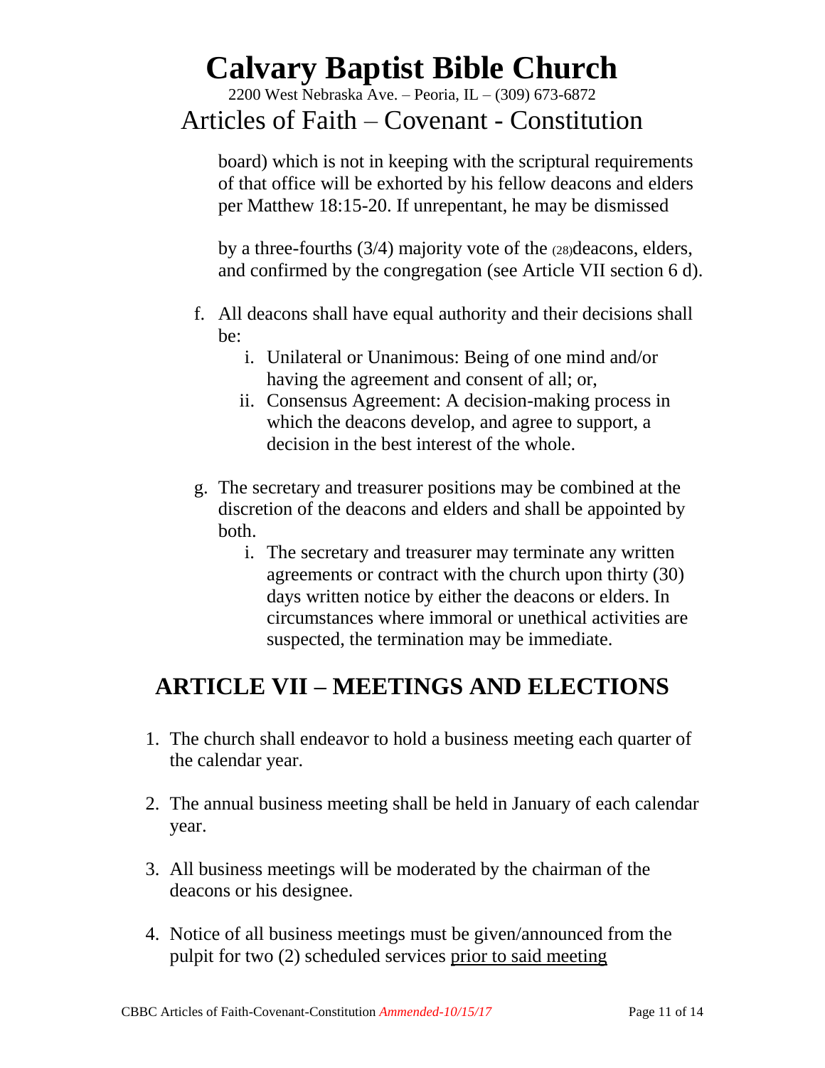board) which is not in keeping with the scriptural requirements of that office will be exhorted by his fellow deacons and elders per Matthew 18:15-20. If unrepentant, he may be dismissed

by a three-fourths (3/4) majority vote of the (28)deacons, elders, and confirmed by the congregation (see Article VII section 6 d).

f. All deacons shall have equal authority and their decisions shall be:
   i. Unilateral or Unanimous: Being of one mind and/or having the agreement and consent of all; or,
   ii. Consensus Agreement: A decision-making process in which the deacons develop, and agree to support, a decision in the best interest of the whole.

g. The secretary and treasurer positions may be combined at the discretion of the deacons and elders and shall be appointed by both.
   i. The secretary and treasurer may terminate any written agreements or contract with the church upon thirty (30) days written notice by either the deacons or elders. In circumstances where immoral or unethical activities are suspected, the termination may be immediate.

## ARTICLE VII – MEETINGS AND ELECTIONS

1. The church shall endeavor to hold a business meeting each quarter of the calendar year.

2. The annual business meeting shall be held in January of each calendar year.

3. All business meetings will be moderated by the chairman of the deacons or his designee.

4. Notice of all business meetings must be given/announced from the pulpit for two (2) scheduled services <u>prior to said meeting</u>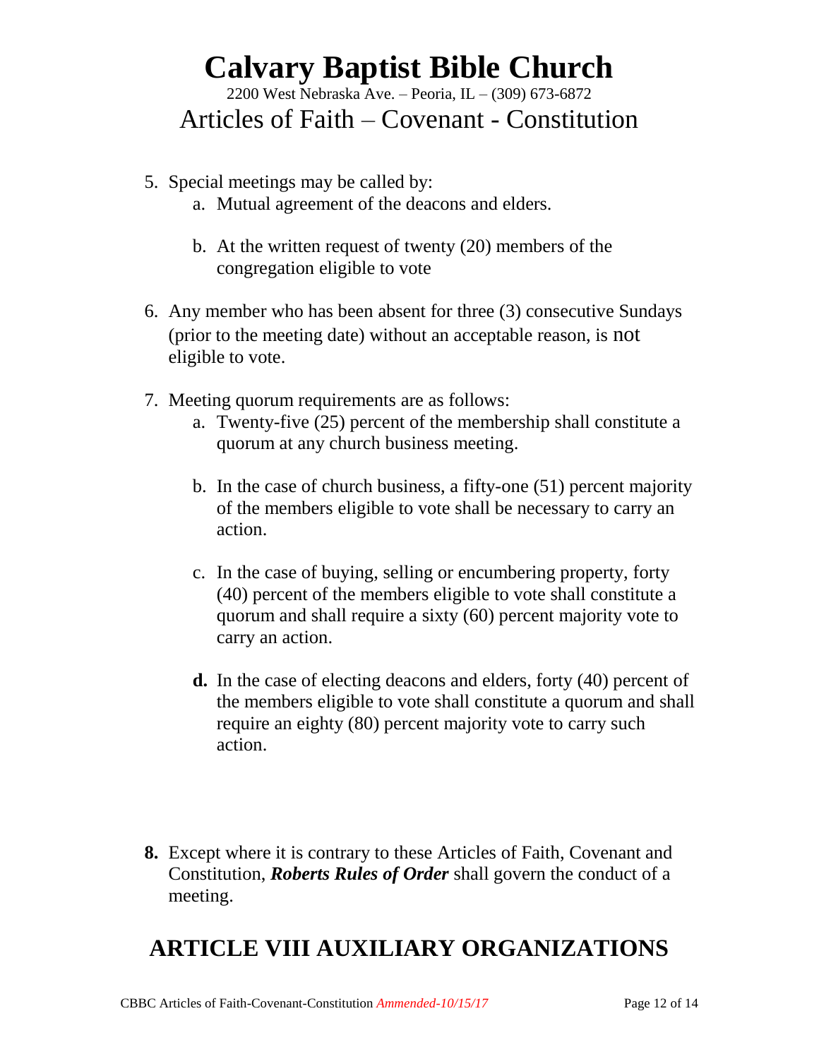5. Special meetings may be called by:
    a. Mutual agreement of the deacons and elders.

    b. At the written request of twenty (20) members of the congregation eligible to vote

6. Any member who has been absent for three (3) consecutive Sundays (prior to the meeting date) without an acceptable reason, is not eligible to vote.

7. Meeting quorum requirements are as follows:
    a. Twenty-five (25) percent of the membership shall constitute a quorum at any church business meeting.

    b. In the case of church business, a fifty-one (51) percent majority of the members eligible to vote shall be necessary to carry an action.

    c. In the case of buying, selling or encumbering property, forty (40) percent of the members eligible to vote shall constitute a quorum and shall require a sixty (60) percent majority vote to carry an action.

    **d.** In the case of electing deacons and elders, forty (40) percent of the members eligible to vote shall constitute a quorum and shall require an eighty (80) percent majority vote to carry such action.

**8.** Except where it is contrary to these Articles of Faith, Covenant and Constitution, ***Roberts Rules of Order*** shall govern the conduct of a meeting.

## ARTICLE VIII AUXILIARY ORGANIZATIONS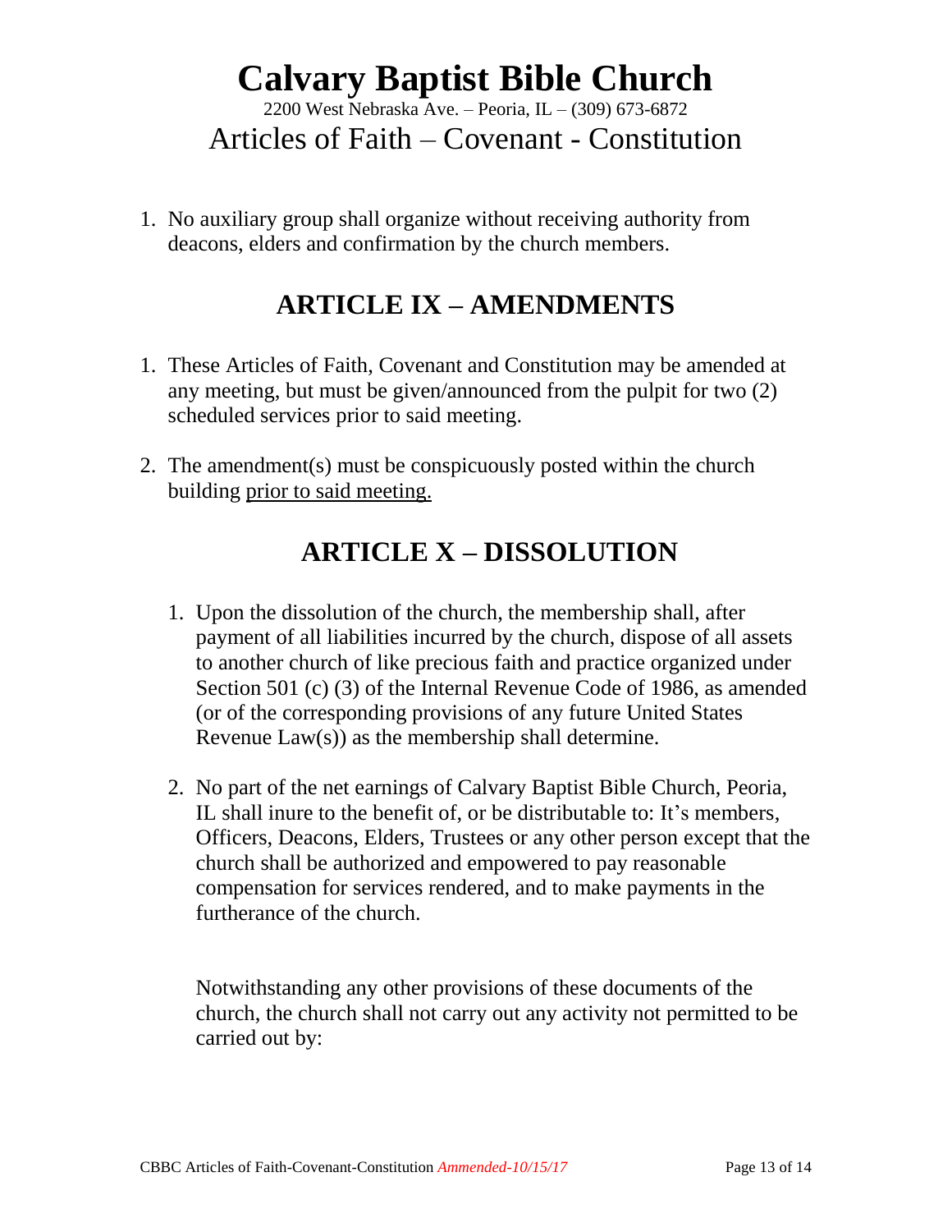1. No auxiliary group shall organize without receiving authority from deacons, elders and confirmation by the church members.

## ARTICLE IX – AMENDMENTS

1. These Articles of Faith, Covenant and Constitution may be amended at any meeting, but must be given/announced from the pulpit for two (2) scheduled services prior to said meeting.

2. The amendment(s) must be conspicuously posted within the church building <u>prior to said meeting.</u>

## ARTICLE X – DISSOLUTION

1. Upon the dissolution of the church, the membership shall, after payment of all liabilities incurred by the church, dispose of all assets to another church of like precious faith and practice organized under Section 501 (c) (3) of the Internal Revenue Code of 1986, as amended (or of the corresponding provisions of any future United States Revenue Law(s)) as the membership shall determine.

2. No part of the net earnings of Calvary Baptist Bible Church, Peoria, IL shall inure to the benefit of, or be distributable to: It's members, Officers, Deacons, Elders, Trustees or any other person except that the church shall be authorized and empowered to pay reasonable compensation for services rendered, and to make payments in the furtherance of the church.

   Notwithstanding any other provisions of these documents of the church, the church shall not carry out any activity not permitted to be carried out by: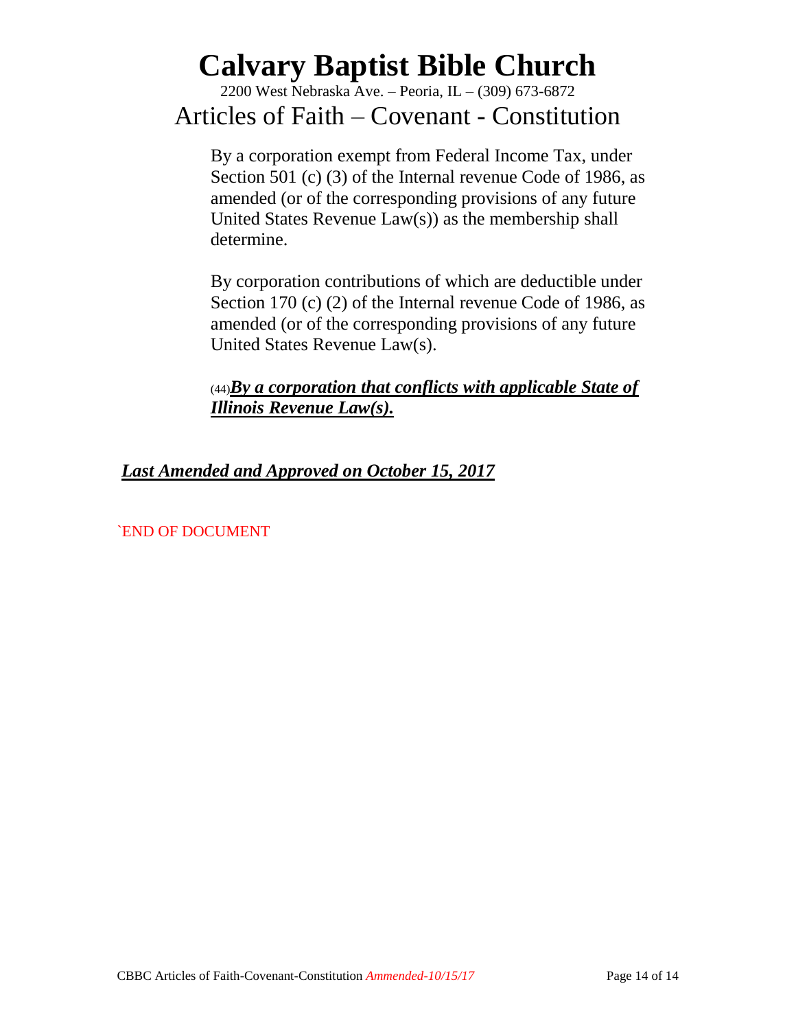By a corporation exempt from Federal Income Tax, under Section 501 (c) (3) of the Internal revenue Code of 1986, as amended (or of the corresponding provisions of any future United States Revenue Law(s)) as the membership shall determine.

By corporation contributions of which are deductible under Section 170 (c) (2) of the Internal revenue Code of 1986, as amended (or of the corresponding provisions of any future United States Revenue Law(s).

(44)***By a corporation that conflicts with applicable State of Illinois Revenue Law(s).***

***Last Amended and Approved on October 15, 2017***

`END OF DOCUMENT